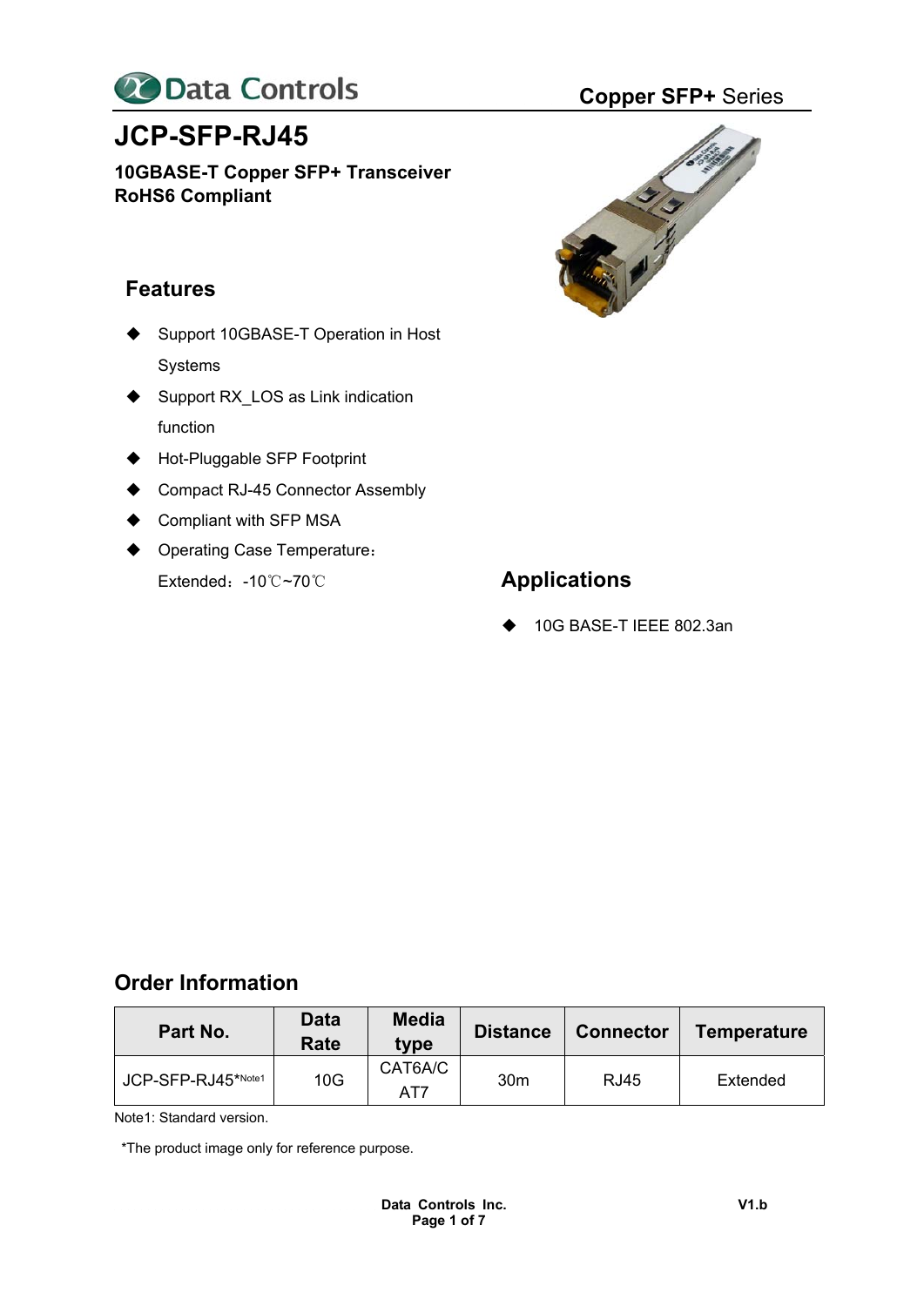# JCP-SFP-RJ45

**10GBASE-T Copper SFP+ Transceiver**
**RoHS6 Compliant**

## Features

- Support 10GBASE-T Operation in Host Systems
- Support RX_LOS as Link indication function
- Hot-Pluggable SFP Footprint
- Compact RJ-45 Connector Assembly
- Compliant with SFP MSA
- Operating Case Temperature：
  Extended：-10℃~70℃

## Applications

- 10G BASE-T IEEE 802.3an

## Order Information

| Part No. | Data Rate | Media type | Distance | Connector | Temperature |
|---|---|---|---|---|---|
| JCP-SFP-RJ45*Note1 | 10G | CAT6A/CAT7 | 30m | RJ45 | Extended |

Note1: Standard version.

*The product image only for reference purpose.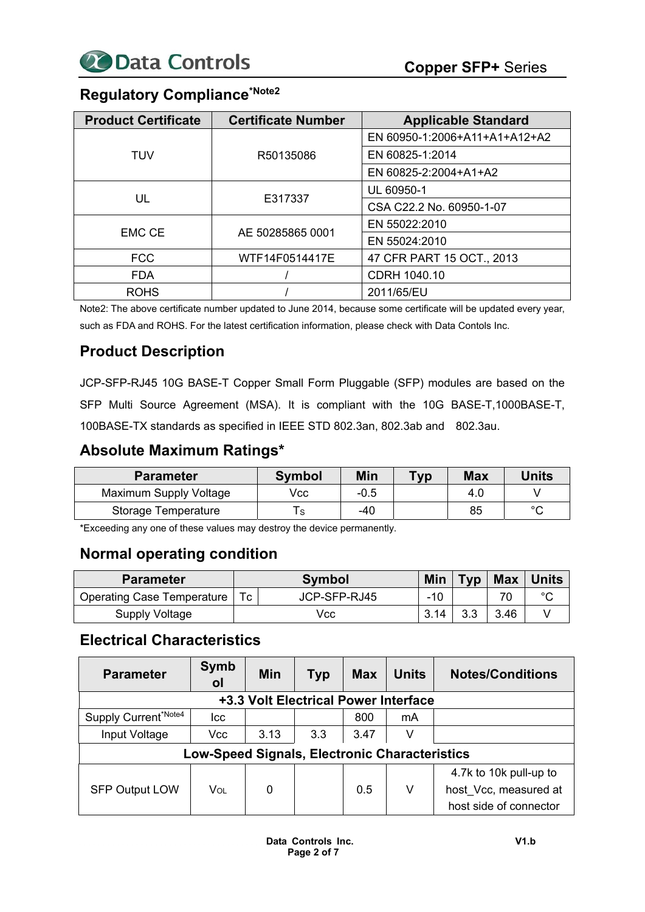## Regulatory Compliance*Note2

| Product Certificate | Certificate Number | Applicable Standard |
|---|---|---|
| TUV | R50135086 | EN 60950-1:2006+A11+A1+A12+A2 |
| | | EN 60825-1:2014 |
| | | EN 60825-2:2004+A1+A2 |
| UL | E317337 | UL 60950-1 |
| | | CSA C22.2 No. 60950-1-07 |
| EMC CE | AE 50285865 0001 | EN 55022:2010 |
| | | EN 55024:2010 |
| FCC | WTF14F0514417E | 47 CFR PART 15 OCT., 2013 |
| FDA | / | CDRH 1040.10 |
| ROHS | / | 2011/65/EU |

Note2: The above certificate number updated to June 2014, because some certificate will be updated every year, such as FDA and ROHS. For the latest certification information, please check with Data Contols Inc.

## Product Description

JCP-SFP-RJ45 10G BASE-T Copper Small Form Pluggable (SFP) modules are based on the SFP Multi Source Agreement (MSA). It is compliant with the 10G BASE-T,1000BASE-T, 100BASE-TX standards as specified in IEEE STD 802.3an, 802.3ab and 802.3au.

## Absolute Maximum Ratings*

| Parameter | Symbol | Min | Typ | Max | Units |
|---|---|---|---|---|---|
| Maximum Supply Voltage | Vcc | -0.5 | | 4.0 | V |
| Storage Temperature | $T_S$ | -40 | | 85 | °C |

*Exceeding any one of these values may destroy the device permanently.

## Normal operating condition

| Parameter | Symbol | | Min | Typ | Max | Units |
|---|---|---|---|---|---|---|
| Operating Case Temperature | Tc | JCP-SFP-RJ45 | -10 | | 70 | °C |
| Supply Voltage | Vcc | | 3.14 | 3.3 | 3.46 | V |

## Electrical Characteristics

| Parameter | Symbol | Min | Typ | Max | Units | Notes/Conditions |
|---|---|---|---|---|---|---|
| **+3.3 Volt Electrical Power Interface** | | | | | | |
| Supply Current*Note4 | Icc | | | 800 | mA | |
| Input Voltage | Vcc | 3.13 | 3.3 | 3.47 | V | |
| **Low-Speed Signals, Electronic Characteristics** | | | | | | |
| SFP Output LOW | $V_{OL}$ | 0 | | 0.5 | V | 4.7k to 10k pull-up to host_Vcc, measured at host side of connector |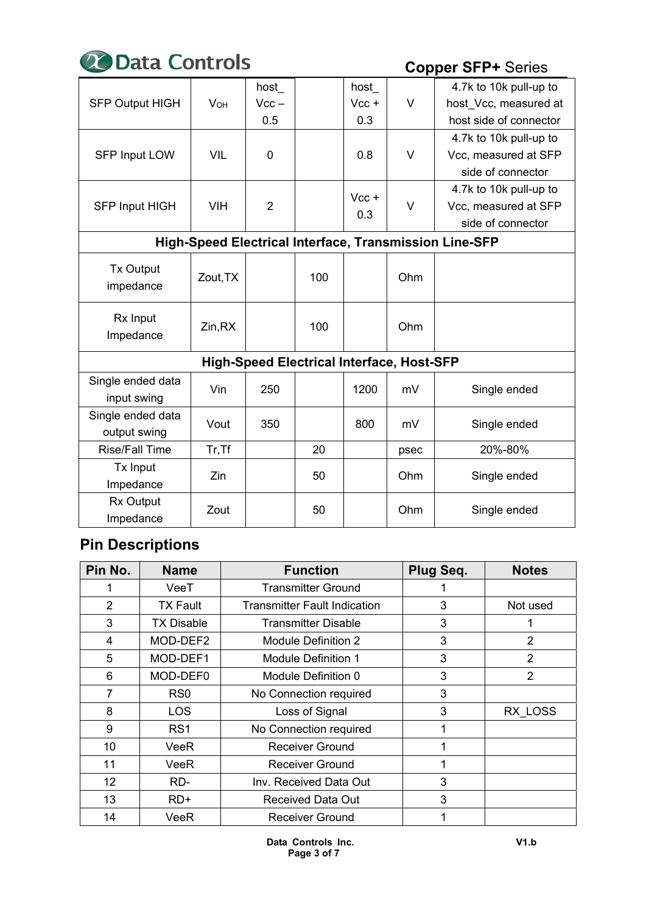| SFP Output HIGH | $V_{OH}$ | host_ Vcc – 0.5 | | host_ Vcc + 0.3 | V | 4.7k to 10k pull-up to host_Vcc, measured at host side of connector |
|---|---|---|---|---|---|---|
| SFP Input LOW | VIL | 0 | | 0.8 | V | 4.7k to 10k pull-up to Vcc, measured at SFP side of connector |
| SFP Input HIGH | VIH | 2 | | Vcc + 0.3 | V | 4.7k to 10k pull-up to Vcc, measured at SFP side of connector |
| **High-Speed Electrical Interface, Transmission Line-SFP** | | | | | | |
| Tx Output impedance | Zout,TX | | 100 | | Ohm | |
| Rx Input Impedance | Zin,RX | | 100 | | Ohm | |
| **High-Speed Electrical Interface, Host-SFP** | | | | | | |
| Single ended data input swing | Vin | 250 | | 1200 | mV | Single ended |
| Single ended data output swing | Vout | 350 | | 800 | mV | Single ended |
| Rise/Fall Time | Tr,Tf | | 20 | | psec | 20%-80% |
| Tx Input Impedance | Zin | | 50 | | Ohm | Single ended |
| Rx Output Impedance | Zout | | 50 | | Ohm | Single ended |

## Pin Descriptions

| Pin No. | Name | Function | Plug Seq. | Notes |
|---|---|---|---|---|
| 1 | VeeT | Transmitter Ground | 1 | |
| 2 | TX Fault | Transmitter Fault Indication | 3 | Not used |
| 3 | TX Disable | Transmitter Disable | 3 | 1 |
| 4 | MOD-DEF2 | Module Definition 2 | 3 | 2 |
| 5 | MOD-DEF1 | Module Definition 1 | 3 | 2 |
| 6 | MOD-DEF0 | Module Definition 0 | 3 | 2 |
| 7 | RS0 | No Connection required | 3 | |
| 8 | LOS | Loss of Signal | 3 | RX_LOSS |
| 9 | RS1 | No Connection required | 1 | |
| 10 | VeeR | Receiver Ground | 1 | |
| 11 | VeeR | Receiver Ground | 1 | |
| 12 | RD- | Inv. Received Data Out | 3 | |
| 13 | RD+ | Received Data Out | 3 | |
| 14 | VeeR | Receiver Ground | 1 | |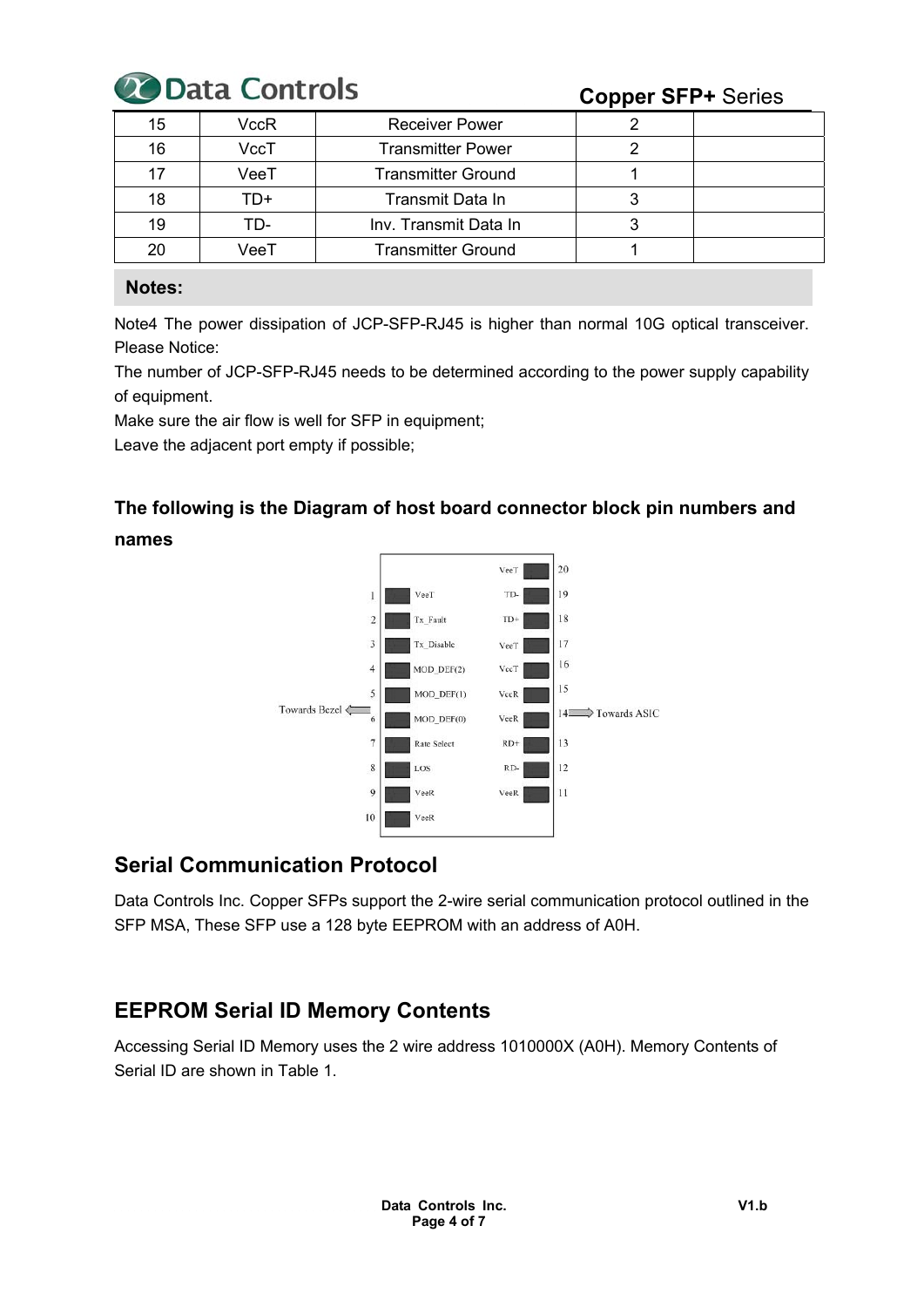| 15 | VccR | Receiver Power | 2 | |
|---|---|---|---|---|
| 16 | VccT | Transmitter Power | 2 | |
| 17 | VeeT | Transmitter Ground | 1 | |
| 18 | TD+ | Transmit Data In | 3 | |
| 19 | TD- | Inv. Transmit Data In | 3 | |
| 20 | VeeT | Transmitter Ground | 1 | |

**Notes:**

Note4 The power dissipation of JCP-SFP-RJ45 is higher than normal 10G optical transceiver. Please Notice:

The number of JCP-SFP-RJ45 needs to be determined according to the power supply capability of equipment.

Make sure the air flow is well for SFP in equipment;

Leave the adjacent port empty if possible;

### The following is the Diagram of host board connector block pin numbers and names

| Pin | Name | Name | Pin |
|---|---|---|---|
| | | VeeT | 20 |
| 1 | VeeT | TD- | 19 |
| 2 | Tx_Fault | TD+ | 18 |
| 3 | Tx_Disable | VeeT | 17 |
| 4 | MOD_DEF(2) | VccT | 16 |
| 5 | MOD_DEF(1) | VccR | 15 |
| 6 | MOD_DEF(0) | VeeR | 14 |
| 7 | Rate Select | RD+ | 13 |
| 8 | LOS | RD- | 12 |
| 9 | VeeR | VeeR | 11 |
| 10 | VeeR | | |

Towards Bezel ⇐ ⇒ Towards ASIC

## Serial Communication Protocol

Data Controls Inc. Copper SFPs support the 2-wire serial communication protocol outlined in the SFP MSA, These SFP use a 128 byte EEPROM with an address of A0H.

## EEPROM Serial ID Memory Contents

Accessing Serial ID Memory uses the 2 wire address 1010000X (A0H). Memory Contents of Serial ID are shown in Table 1.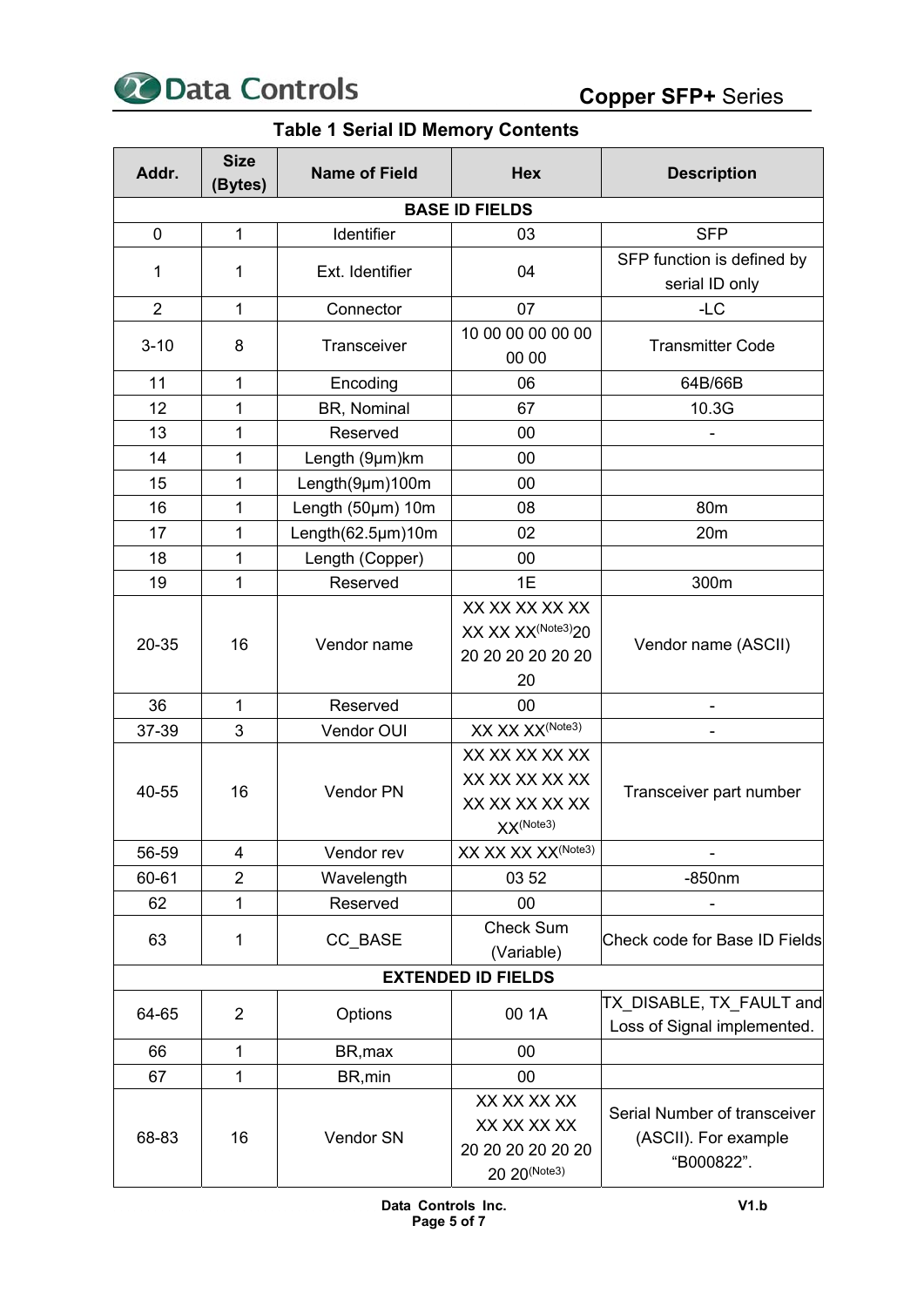## Table 1 Serial ID Memory Contents

| Addr. | Size (Bytes) | Name of Field | Hex | Description |
|---|---|---|---|---|
| **BASE ID FIELDS** | | | | |
| 0 | 1 | Identifier | 03 | SFP |
| 1 | 1 | Ext. Identifier | 04 | SFP function is defined by serial ID only |
| 2 | 1 | Connector | 07 | -LC |
| 3-10 | 8 | Transceiver | 10 00 00 00 00 00 00 00 | Transmitter Code |
| 11 | 1 | Encoding | 06 | 64B/66B |
| 12 | 1 | BR, Nominal | 67 | 10.3G |
| 13 | 1 | Reserved | 00 | - |
| 14 | 1 | Length (9μm)km | 00 | |
| 15 | 1 | Length(9μm)100m | 00 | |
| 16 | 1 | Length (50μm) 10m | 08 | 80m |
| 17 | 1 | Length(62.5μm)10m | 02 | 20m |
| 18 | 1 | Length (Copper) | 00 | |
| 19 | 1 | Reserved | 1E | 300m |
| 20-35 | 16 | Vendor name | XX XX XX XX XX XX XX XX(Note3) 20 20 20 20 20 20 20 20 | Vendor name (ASCII) |
| 36 | 1 | Reserved | 00 | - |
| 37-39 | 3 | Vendor OUI | XX XX XX(Note3) | - |
| 40-55 | 16 | Vendor PN | XX XX XX XX XX XX XX XX XX XX XX XX XX XX XX XX(Note3) | Transceiver part number |
| 56-59 | 4 | Vendor rev | XX XX XX XX(Note3) | - |
| 60-61 | 2 | Wavelength | 03 52 | -850nm |
| 62 | 1 | Reserved | 00 | - |
| 63 | 1 | CC_BASE | Check Sum (Variable) | Check code for Base ID Fields |
| **EXTENDED ID FIELDS** | | | | |
| 64-65 | 2 | Options | 00 1A | TX_DISABLE, TX_FAULT and Loss of Signal implemented. |
| 66 | 1 | BR,max | 00 | |
| 67 | 1 | BR,min | 00 | |
| 68-83 | 16 | Vendor SN | XX XX XX XX XX XX XX XX 20 20 20 20 20 20 20 20(Note3) | Serial Number of transceiver (ASCII). For example "B000822". |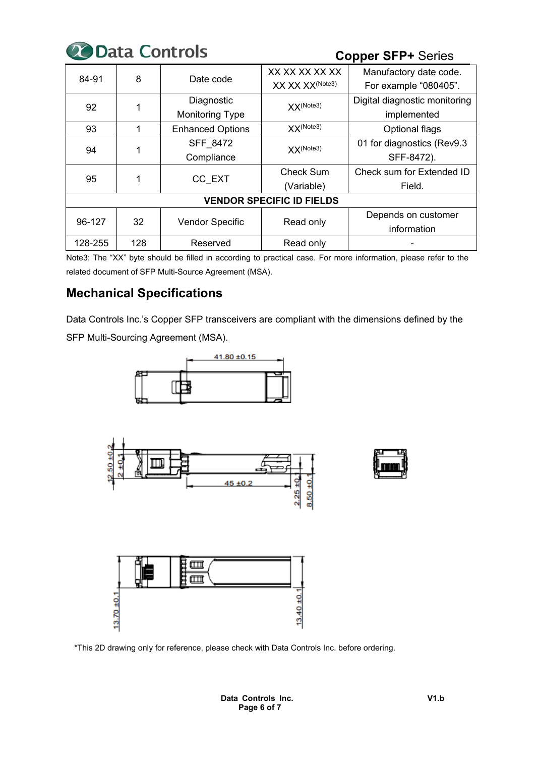| 84-91 | 8 | Date code | XX XX XX XX XX XX XX XX(Note3) | Manufactory date code. For example "080405". |
|---|---|---|---|---|
| 92 | 1 | Diagnostic Monitoring Type | XX(Note3) | Digital diagnostic monitoring implemented |
| 93 | 1 | Enhanced Options | XX(Note3) | Optional flags |
| 94 | 1 | SFF_8472 Compliance | XX(Note3) | 01 for diagnostics (Rev9.3 SFF-8472). |
| 95 | 1 | CC_EXT | Check Sum (Variable) | Check sum for Extended ID Field. |
| **VENDOR SPECIFIC ID FIELDS** | | | | |
| 96-127 | 32 | Vendor Specific | Read only | Depends on customer information |
| 128-255 | 128 | Reserved | Read only | - |

Note3: The "XX" byte should be filled in according to practical case. For more information, please refer to the related document of SFP Multi-Source Agreement (MSA).

## Mechanical Specifications

Data Controls Inc.'s Copper SFP transceivers are compliant with the dimensions defined by the SFP Multi-Sourcing Agreement (MSA).

41.80 ±0.15

12.50 ±0.2, 2 ±0.1, 45 ±0.2, 2.25 ±0.1, 8.50 ±0.1

13.70 ±0.1, 13.40 ±0.1

*This 2D drawing only for reference, please check with Data Controls Inc. before ordering.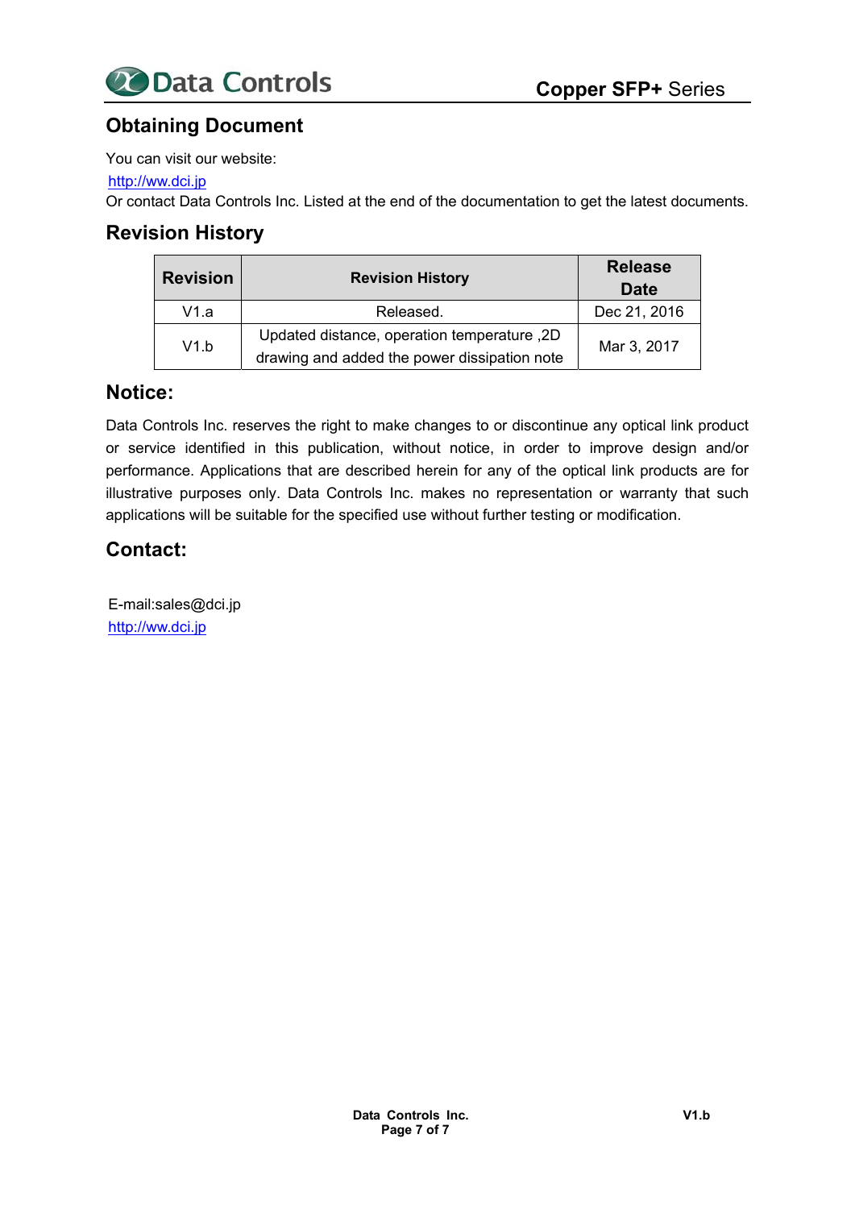## Obtaining Document

You can visit our website:

http://ww.dci.jp

Or contact Data Controls Inc. Listed at the end of the documentation to get the latest documents.

## Revision History

| Revision | Revision History | Release Date |
|---|---|---|
| V1.a | Released. | Dec 21, 2016 |
| V1.b | Updated distance, operation temperature ,2D drawing and added the power dissipation note | Mar 3, 2017 |

## Notice:

Data Controls Inc. reserves the right to make changes to or discontinue any optical link product or service identified in this publication, without notice, in order to improve design and/or performance. Applications that are described herein for any of the optical link products are for illustrative purposes only. Data Controls Inc. makes no representation or warranty that such applications will be suitable for the specified use without further testing or modification.

## Contact:

E-mail:sales@dci.jp

http://ww.dci.jp